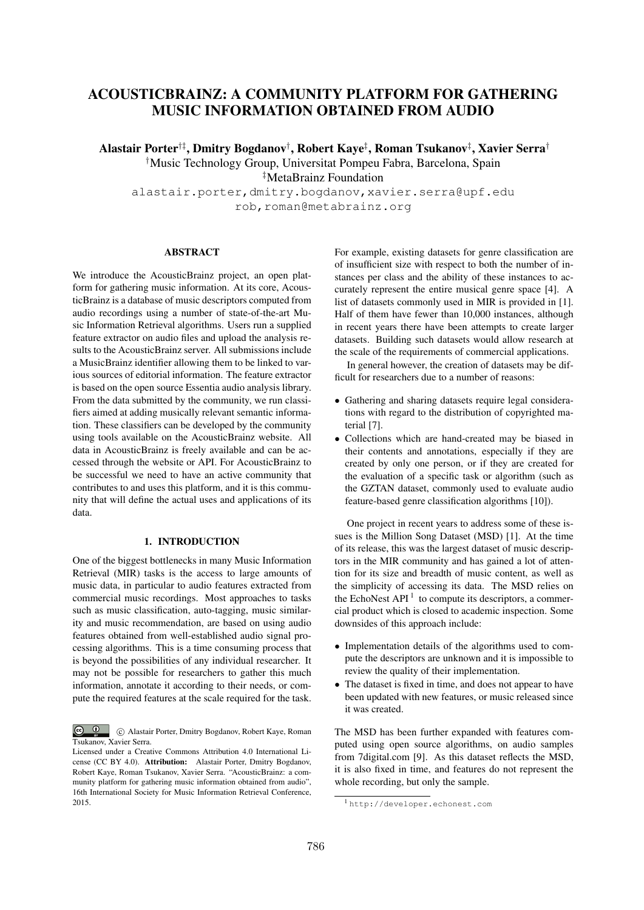# ACOUSTICBRAINZ: A COMMUNITY PLATFORM FOR GATHERING MUSIC INFORMATION OBTAINED FROM AUDIO

**Alastair Porter[†‡], Dmitry Bogdanov[†], Robert Kaye[‡], Roman Tsukanov[‡], Xavier Serra[†]**

[†]Music Technology Group, Universitat Pompeu Fabra, Barcelona, Spain

[‡]MetaBrainz Foundation

alastair.porter,dmitry.bogdanov,xavier.serra@upf.edu

rob,roman@metabrainz.org

## ABSTRACT

We introduce the AcousticBrainz project, an open platform for gathering music information. At its core, AcousticBrainz is a database of music descriptors computed from audio recordings using a number of state-of-the-art Music Information Retrieval algorithms. Users run a supplied feature extractor on audio files and upload the analysis results to the AcousticBrainz server. All submissions include a MusicBrainz identifier allowing them to be linked to various sources of editorial information. The feature extractor is based on the open source Essentia audio analysis library. From the data submitted by the community, we run classifiers aimed at adding musically relevant semantic information. These classifiers can be developed by the community using tools available on the AcousticBrainz website. All data in AcousticBrainz is freely available and can be accessed through the website or API. For AcousticBrainz to be successful we need to have an active community that contributes to and uses this platform, and it is this community that will define the actual uses and applications of its data.

## 1. INTRODUCTION

One of the biggest bottlenecks in many Music Information Retrieval (MIR) tasks is the access to large amounts of music data, in particular to audio features extracted from commercial music recordings. Most approaches to tasks such as music classification, auto-tagging, music similarity and music recommendation, are based on using audio features obtained from well-established audio signal processing algorithms. This is a time consuming process that is beyond the possibilities of any individual researcher. It may not be possible for researchers to gather this much information, annotate it according to their needs, or compute the required features at the scale required for the task. For example, existing datasets for genre classification are of insufficient size with respect to both the number of instances per class and the ability of these instances to accurately represent the entire musical genre space [4]. A list of datasets commonly used in MIR is provided in [1]. Half of them have fewer than 10,000 instances, although in recent years there have been attempts to create larger datasets. Building such datasets would allow research at the scale of the requirements of commercial applications.

In general however, the creation of datasets may be difficult for researchers due to a number of reasons:

- Gathering and sharing datasets require legal considerations with regard to the distribution of copyrighted material [7].
- Collections which are hand-created may be biased in their contents and annotations, especially if they are created by only one person, or if they are created for the evaluation of a specific task or algorithm (such as the GZTAN dataset, commonly used to evaluate audio feature-based genre classification algorithms [10]).

One project in recent years to address some of these issues is the Million Song Dataset (MSD) [1]. At the time of its release, this was the largest dataset of music descriptors in the MIR community and has gained a lot of attention for its size and breadth of music content, as well as the simplicity of accessing its data. The MSD relies on the EchoNest API [1] to compute its descriptors, a commercial product which is closed to academic inspection. Some downsides of this approach include:

- Implementation details of the algorithms used to compute the descriptors are unknown and it is impossible to review the quality of their implementation.
- The dataset is fixed in time, and does not appear to have been updated with new features, or music released since it was created.

The MSD has been further expanded with features computed using open source algorithms, on audio samples from 7digital.com [9]. As this dataset reflects the MSD, it is also fixed in time, and features do not represent the whole recording, but only the sample.

[1] http://developer.echonest.com

© Alastair Porter, Dmitry Bogdanov, Robert Kaye, Roman Tsukanov, Xavier Serra.
Licensed under a Creative Commons Attribution 4.0 International License (CC BY 4.0). **Attribution:** Alastair Porter, Dmitry Bogdanov, Robert Kaye, Roman Tsukanov, Xavier Serra. "AcousticBrainz: a community platform for gathering music information obtained from audio", 16th International Society for Music Information Retrieval Conference, 2015.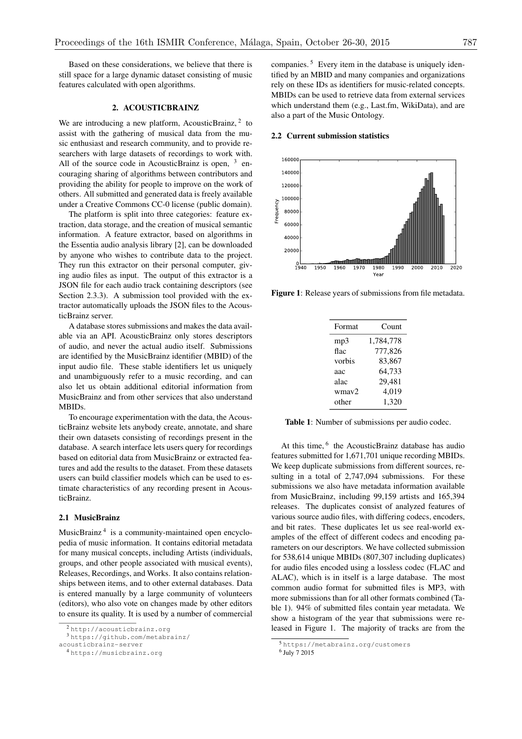Based on these considerations, we believe that there is still space for a large dynamic dataset consisting of music features calculated with open algorithms.

## 2. ACOUSTICBRAINZ

We are introducing a new platform, AcousticBrainz,[2] to assist with the gathering of musical data from the music enthusiast and research community, and to provide researchers with large datasets of recordings to work with. All of the source code in AcousticBrainz is open, [3] encouraging sharing of algorithms between contributors and providing the ability for people to improve on the work of others. All submitted and generated data is freely available under a Creative Commons CC-0 license (public domain).

The platform is split into three categories: feature extraction, data storage, and the creation of musical semantic information. A feature extractor, based on algorithms in the Essentia audio analysis library [2], can be downloaded by anyone who wishes to contribute data to the project. They run this extractor on their personal computer, giving audio files as input. The output of this extractor is a JSON file for each audio track containing descriptors (see Section 2.3.3). A submission tool provided with the extractor automatically uploads the JSON files to the AcousticBrainz server.

A database stores submissions and makes the data available via an API. AcousticBrainz only stores descriptors of audio, and never the actual audio itself. Submissions are identified by the MusicBrainz identifier (MBID) of the input audio file. These stable identifiers let us uniquely and unambiguously refer to a music recording, and can also let us obtain additional editorial information from MusicBrainz and from other services that also understand MBIDs.

To encourage experimentation with the data, the AcousticBrainz website lets anybody create, annotate, and share their own datasets consisting of recordings present in the database. A search interface lets users query for recordings based on editorial data from MusicBrainz or extracted features and add the results to the dataset. From these datasets users can build classifier models which can be used to estimate characteristics of any recording present in AcousticBrainz.

### 2.1 MusicBrainz

MusicBrainz[4] is a community-maintained open encyclopedia of music information. It contains editorial metadata for many musical concepts, including Artists (individuals, groups, and other people associated with musical events), Releases, Recordings, and Works. It also contains relationships between items, and to other external databases. Data is entered manually by a large community of volunteers (editors), who also vote on changes made by other editors to ensure its quality. It is used by a number of commercial companies.[5] Every item in the database is uniquely identified by an MBID and many companies and organizations rely on these IDs as identifiers for music-related concepts. MBIDs can be used to retrieve data from external services which understand them (e.g., Last.fm, WikiData), and are also a part of the Music Ontology.

### 2.2 Current submission statistics

**Figure 1**: Release years of submissions from file metadata.

| Format | Count |
|---|---|
| mp3 | 1,784,778 |
| flac | 777,826 |
| vorbis | 83,867 |
| aac | 64,733 |
| alac | 29,481 |
| wmav2 | 4,019 |
| other | 1,320 |

**Table 1**: Number of submissions per audio codec.

At this time,[6] the AcousticBrainz database has audio features submitted for 1,671,701 unique recording MBIDs. We keep duplicate submissions from different sources, resulting in a total of 2,747,094 submissions. For these submissions we also have metadata information available from MusicBrainz, including 99,159 artists and 165,394 releases. The duplicates consist of analyzed features of various source audio files, with differing codecs, encoders, and bit rates. These duplicates let us see real-world examples of the effect of different codecs and encoding parameters on our descriptors. We have collected submission for 538,614 unique MBIDs (807,307 including duplicates) for audio files encoded using a lossless codec (FLAC and ALAC), which is in itself is a large database. The most common audio format for submitted files is MP3, with more submissions than for all other formats combined (Table 1). 94% of submitted files contain year metadata. We show a histogram of the year that submissions were released in Figure 1. The majority of tracks are from the

[2] http://acousticbrainz.org

[3] https://github.com/metabrainz/acousticbrainz-server

[4] https://musicbrainz.org

[5] https://metabrainz.org/customers

[6] July 7 2015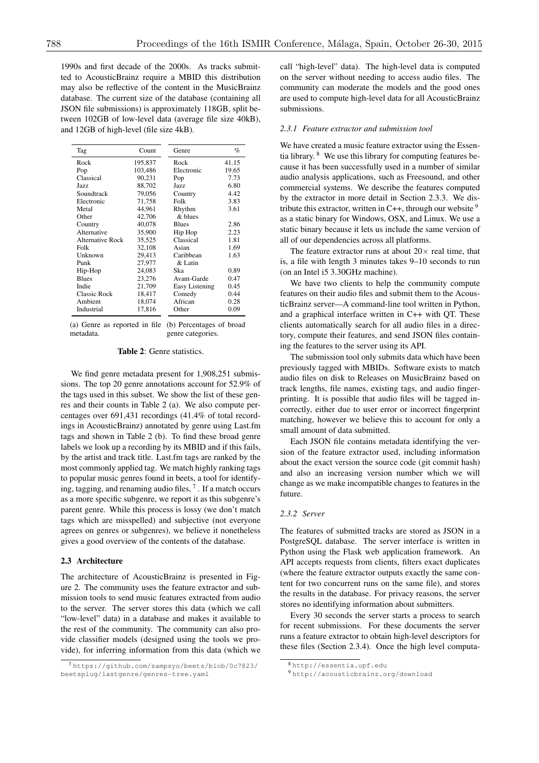1990s and first decade of the 2000s. As tracks submitted to AcousticBrainz require a MBID this distribution may also be reflective of the content in the MusicBrainz database. The current size of the database (containing all JSON file submissions) is approximately 118GB, split between 102GB of low-level data (average file size 40kB), and 12GB of high-level (file size 4kB).

| Tag | Count |
|---|---|
| Rock | 195,837 |
| Pop | 103,486 |
| Classical | 90,231 |
| Jazz | 88,702 |
| Soundtrack | 79,056 |
| Electronic | 71,758 |
| Metal | 44,961 |
| Other | 42,706 |
| Country | 40,078 |
| Alternative | 35,900 |
| Alternative Rock | 35,525 |
| Folk | 32,108 |
| Unknown | 29,413 |
| Punk | 27,977 |
| Hip-Hop | 24,083 |
| Blues | 23,276 |
| Indie | 21,709 |
| Classic Rock | 18,417 |
| Ambient | 18,074 |
| Industrial | 17,816 |

(a) Genre as reported in file metadata.

| Genre | % |
|---|---|
| Rock | 41.15 |
| Electronic | 19.65 |
| Pop | 7.73 |
| Jazz | 6.80 |
| Country | 4.42 |
| Folk | 3.83 |
| Rhythm & blues | 3.61 |
| Blues | 2.86 |
| Hip Hop | 2.23 |
| Classical | 1.81 |
| Asian | 1.69 |
| Caribbean & Latin | 1.63 |
| Ska | 0.89 |
| Avant-Garde | 0.47 |
| Easy Listening | 0.45 |
| Comedy | 0.44 |
| African | 0.28 |
| Other | 0.09 |

(b) Percentages of broad genre categories.

**Table 2**: Genre statistics.

We find genre metadata present for 1,908,251 submissions. The top 20 genre annotations account for 52.9% of the tags used in this subset. We show the list of these genres and their counts in Table 2 (a). We also compute percentages over 691,431 recordings (41.4% of total recordings in AcousticBrainz) annotated by genre using Last.fm tags and shown in Table 2 (b). To find these broad genre labels we look up a recording by its MBID and if this fails, by the artist and track title. Last.fm tags are ranked by the most commonly applied tag. We match highly ranking tags to popular music genres found in beets, a tool for identifying, tagging, and renaming audio files, [7]. If a match occurs as a more specific subgenre, we report it as this subgenre's parent genre. While this process is lossy (we don't match tags which are misspelled) and subjective (not everyone agrees on genres or subgenres), we believe it nonetheless gives a good overview of the contents of the database.

### 2.3 Architecture

The architecture of AcousticBrainz is presented in Figure 2. The community uses the feature extractor and submission tools to send music features extracted from audio to the server. The server stores this data (which we call "low-level" data) in a database and makes it available to the rest of the community. The community can also provide classifier models (designed using the tools we provide), for inferring information from this data (which we call "high-level" data). The high-level data is computed on the server without needing to access audio files. The community can moderate the models and the good ones are used to compute high-level data for all AcousticBrainz submissions.

#### 2.3.1 Feature extractor and submission tool

We have created a music feature extractor using the Essentia library. [8] We use this library for computing features because it has been successfully used in a number of similar audio analysis applications, such as Freesound, and other commercial systems. We describe the features computed by the extractor in more detail in Section 2.3.3. We distribute this extractor, written in C++, through our website [9] as a static binary for Windows, OSX, and Linux. We use a static binary because it lets us include the same version of all of our dependencies across all platforms.

The feature extractor runs at about $20\times$ real time, that is, a file with length 3 minutes takes 9–10 seconds to run (on an Intel i5 3.30GHz machine).

We have two clients to help the community compute features on their audio files and submit them to the AcousticBrainz server—A command-line tool written in Python, and a graphical interface written in C++ with QT. These clients automatically search for all audio files in a directory, compute their features, and send JSON files containing the features to the server using its API.

The submission tool only submits data which have been previously tagged with MBIDs. Software exists to match audio files on disk to Releases on MusicBrainz based on track lengths, file names, existing tags, and audio fingerprinting. It is possible that audio files will be tagged incorrectly, either due to user error or incorrect fingerprint matching, however we believe this to account for only a small amount of data submitted.

Each JSON file contains metadata identifying the version of the feature extractor used, including information about the exact version the source code (git commit hash) and also an increasing version number which we will change as we make incompatible changes to features in the future.

#### 2.3.2 Server

The features of submitted tracks are stored as JSON in a PostgreSQL database. The server interface is written in Python using the Flask web application framework. An API accepts requests from clients, filters exact duplicates (where the feature extractor outputs exactly the same content for two concurrent runs on the same file), and stores the results in the database. For privacy reasons, the server stores no identifying information about submitters.

Every 30 seconds the server starts a process to search for recent submissions. For these documents the server runs a feature extractor to obtain high-level descriptors for these files (Section 2.3.4). Once the high level computa-

[7] https://github.com/sampsyo/beets/blob/0c7823/beetsplug/lastgenre/genres-tree.yaml

[8] http://essentia.upf.edu

[9] http://acousticbrainz.org/download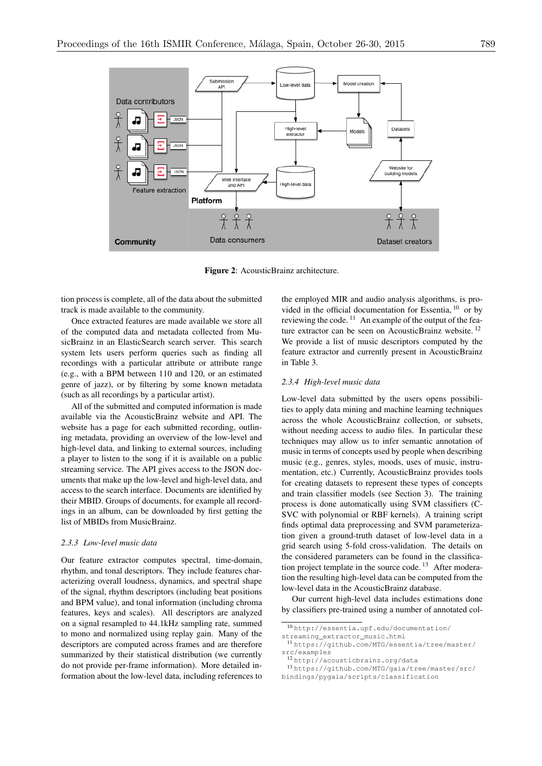**Figure 2**: AcousticBrainz architecture.

tion process is complete, all of the data about the submitted track is made available to the community.

Once extracted features are made available we store all of the computed data and metadata collected from MusicBrainz in an ElasticSearch search server. This search system lets users perform queries such as finding all recordings with a particular attribute or attribute range (e.g., with a BPM between 110 and 120, or an estimated genre of jazz), or by filtering by some known metadata (such as all recordings by a particular artist).

All of the submitted and computed information is made available via the AcousticBrainz website and API. The website has a page for each submitted recording, outlining metadata, providing an overview of the low-level and high-level data, and linking to external sources, including a player to listen to the song if it is available on a public streaming service. The API gives access to the JSON documents that make up the low-level and high-level data, and access to the search interface. Documents are identified by their MBID. Groups of documents, for example all recordings in an album, can be downloaded by first getting the list of MBIDs from MusicBrainz.

### 2.3.3 *Low-level music data*

Our feature extractor computes spectral, time-domain, rhythm, and tonal descriptors. They include features characterizing overall loudness, dynamics, and spectral shape of the signal, rhythm descriptors (including beat positions and BPM value), and tonal information (including chroma features, keys and scales). All descriptors are analyzed on a signal resampled to 44.1kHz sampling rate, summed to mono and normalized using replay gain. Many of the descriptors are computed across frames and are therefore summarized by their statistical distribution (we currently do not provide per-frame information). More detailed information about the low-level data, including references to the employed MIR and audio analysis algorithms, is provided in the official documentation for Essentia, [10] or by reviewing the code. [11] An example of the output of the feature extractor can be seen on AcousticBrainz website. [12] We provide a list of music descriptors computed by the feature extractor and currently present in AcousticBrainz in Table 3.

### 2.3.4 *High-level music data*

Low-level data submitted by the users opens possibilities to apply data mining and machine learning techniques across the whole AcousticBrainz collection, or subsets, without needing access to audio files. In particular these techniques may allow us to infer semantic annotation of music in terms of concepts used by people when describing music (e.g., genres, styles, moods, uses of music, instrumentation, etc.) Currently, AcousticBrainz provides tools for creating datasets to represent these types of concepts and train classifier models (see Section 3). The training process is done automatically using SVM classifiers (C-SVC with polynomial or RBF kernels). A training script finds optimal data preprocessing and SVM parameterization given a ground-truth dataset of low-level data in a grid search using 5-fold cross-validation. The details on the considered parameters can be found in the classification project template in the source code. [13] After moderation the resulting high-level data can be computed from the low-level data in the AcousticBrainz database.

Our current high-level data includes estimations done by classifiers pre-trained using a number of annotated col-

[10] http://essentia.upf.edu/documentation/streaming_extractor_music.html

[11] https://github.com/MTG/essentia/tree/master/src/examples

[12] http://acousticbrainz.org/data

[13] https://github.com/MTG/gaia/tree/master/src/bindings/pygaia/scripts/classification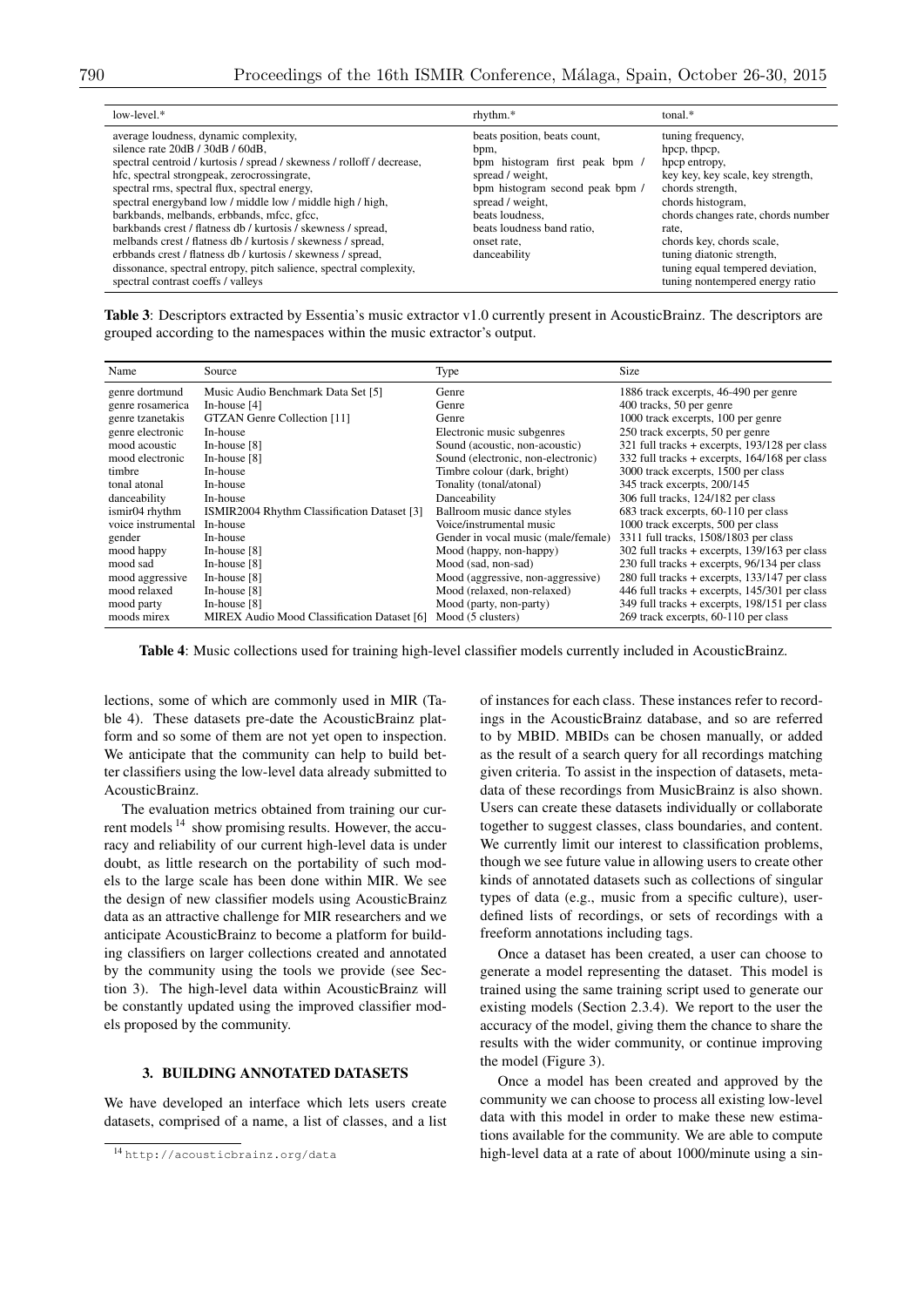| low-level.* | rhythm.* | tonal.* |
|---|---|---|
| average loudness, dynamic complexity, silence rate 20dB / 30dB / 60dB, spectral centroid / kurtosis / spread / skewness / rolloff / decrease, hfc, spectral strongpeak, zerocrossingrate, spectral rms, spectral flux, spectral energy, spectral energyband low / middle low / middle high / high, barkbands, melbands, erbbands, mfcc, gfcc, barkbands crest / flatness db / kurtosis / skewness / spread, melbands crest / flatness db / kurtosis / skewness / spread, erbbands crest / flatness db / kurtosis / skewness / spread, dissonance, spectral entropy, pitch salience, spectral complexity, spectral contrast coeffs / valleys | beats position, beats count, bpm, bpm histogram first peak bpm / spread / weight, bpm histogram second peak bpm / spread / weight, beats loudness, beats loudness band ratio, onset rate, danceability | tuning frequency, hpcp, thpcp, hpcp entropy, key key, key scale, key strength, chords strength, chords histogram, chords changes rate, chords number rate, chords key, chords scale, tuning diatonic strength, tuning equal tempered deviation, tuning nontempered energy ratio |

**Table 3**: Descriptors extracted by Essentia's music extractor v1.0 currently present in AcousticBrainz. The descriptors are grouped according to the namespaces within the music extractor's output.

| Name | Source | Type | Size |
|---|---|---|---|
| genre dortmund | Music Audio Benchmark Data Set [5] | Genre | 1886 track excerpts, 46-490 per genre |
| genre rosamerica | In-house [4] | Genre | 400 tracks, 50 per genre |
| genre tzanetakis | GTZAN Genre Collection [11] | Genre | 1000 track excerpts, 100 per genre |
| genre electronic | In-house | Electronic music subgenres | 250 track excerpts, 50 per genre |
| mood acoustic | In-house [8] | Sound (acoustic, non-acoustic) | 321 full tracks + excerpts, 193/128 per class |
| mood electronic | In-house [8] | Sound (electronic, non-electronic) | 332 full tracks + excerpts, 164/168 per class |
| timbre | In-house | Timbre colour (dark, bright) | 3000 track excerpts, 1500 per class |
| tonal atonal | In-house | Tonality (tonal/atonal) | 345 track excerpts, 200/145 |
| danceability | In-house | Danceability | 306 full tracks, 124/182 per class |
| ismir04 rhythm | ISMIR2004 Rhythm Classification Dataset [3] | Ballroom music dance styles | 683 track excerpts, 60-110 per class |
| voice instrumental | In-house | Voice/instrumental music | 1000 track excerpts, 500 per class |
| gender | In-house | Gender in vocal music (male/female) | 3311 full tracks, 1508/1803 per class |
| mood happy | In-house [8] | Mood (happy, non-happy) | 302 full tracks + excerpts, 139/163 per class |
| mood sad | In-house [8] | Mood (sad, non-sad) | 230 full tracks + excerpts, 96/134 per class |
| mood aggressive | In-house [8] | Mood (aggressive, non-aggressive) | 280 full tracks + excerpts, 133/147 per class |
| mood relaxed | In-house [8] | Mood (relaxed, non-relaxed) | 446 full tracks + excerpts, 145/301 per class |
| mood party | In-house [8] | Mood (party, non-party) | 349 full tracks + excerpts, 198/151 per class |
| moods mirex | MIREX Audio Mood Classification Dataset [6] | Mood (5 clusters) | 269 track excerpts, 60-110 per class |

**Table 4**: Music collections used for training high-level classifier models currently included in AcousticBrainz.

lections, some of which are commonly used in MIR (Table 4). These datasets pre-date the AcousticBrainz platform and so some of them are not yet open to inspection. We anticipate that the community can help to build better classifiers using the low-level data already submitted to AcousticBrainz.

The evaluation metrics obtained from training our current models [14] show promising results. However, the accuracy and reliability of our current high-level data is under doubt, as little research on the portability of such models to the large scale has been done within MIR. We see the design of new classifier models using AcousticBrainz data as an attractive challenge for MIR researchers and we anticipate AcousticBrainz to become a platform for building classifiers on larger collections created and annotated by the community using the tools we provide (see Section 3). The high-level data within AcousticBrainz will be constantly updated using the improved classifier models proposed by the community.

## 3. BUILDING ANNOTATED DATASETS

We have developed an interface which lets users create datasets, comprised of a name, a list of classes, and a list of instances for each class. These instances refer to recordings in the AcousticBrainz database, and so are referred to by MBID. MBIDs can be chosen manually, or added as the result of a search query for all recordings matching given criteria. To assist in the inspection of datasets, metadata of these recordings from MusicBrainz is also shown. Users can create these datasets individually or collaborate together to suggest classes, class boundaries, and content. We currently limit our interest to classification problems, though we see future value in allowing users to create other kinds of annotated datasets such as collections of singular types of data (e.g., music from a specific culture), user-defined lists of recordings, or sets of recordings with a freeform annotations including tags.

Once a dataset has been created, a user can choose to generate a model representing the dataset. This model is trained using the same training script used to generate our existing models (Section 2.3.4). We report to the user the accuracy of the model, giving them the chance to share the results with the wider community, or continue improving the model (Figure 3).

Once a model has been created and approved by the community we can choose to process all existing low-level data with this model in order to make these new estimations available for the community. We are able to compute high-level data at a rate of about 1000/minute using a sin-

[14] http://acousticbrainz.org/data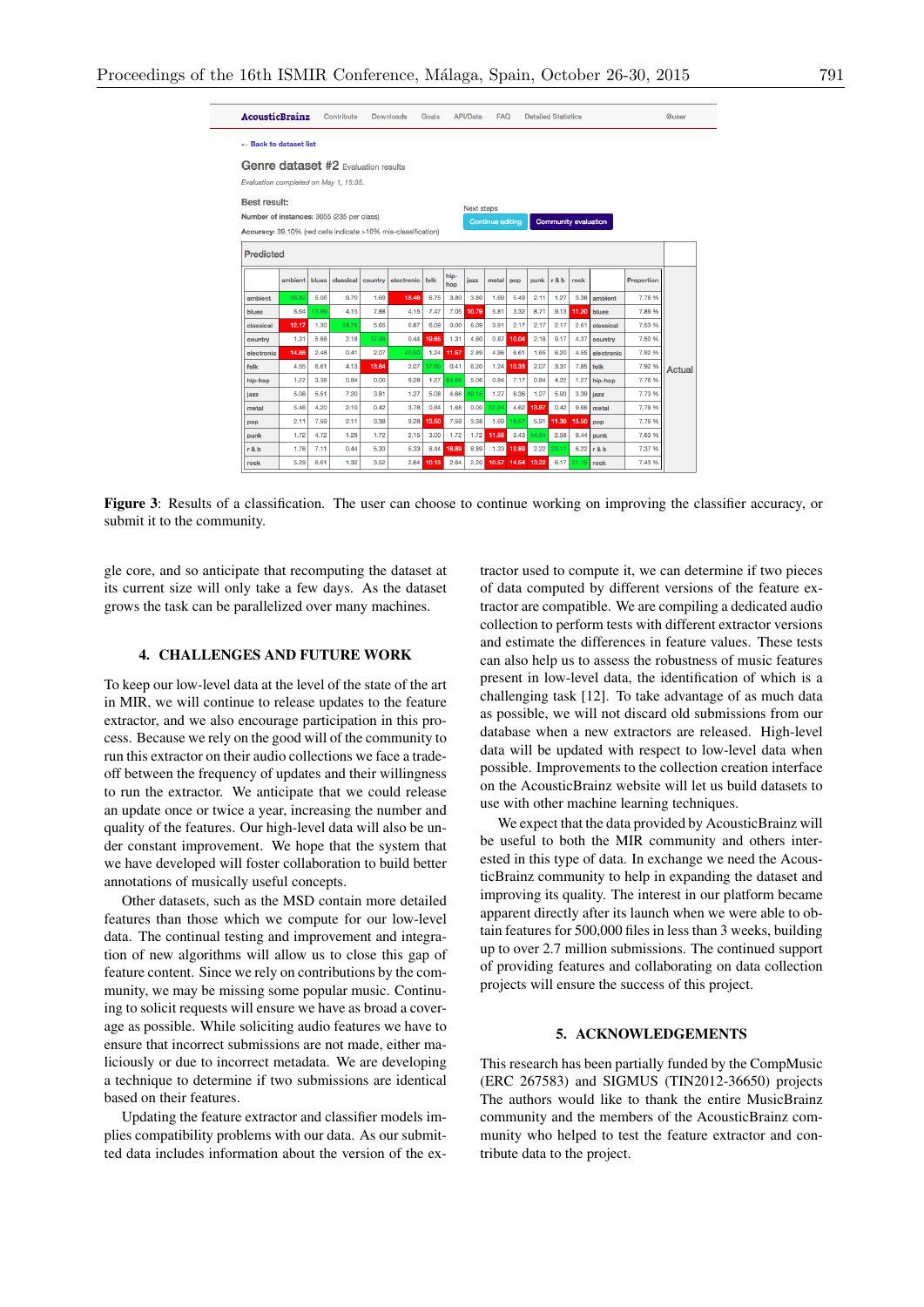AcousticBrainz   Contribute   Downloads   Goals   API/Data   FAQ   Detailed Statistics   @user

← Back to dataset list

Genre dataset #2 Evaluation results

*Evaluation completed on May 1, 15:35.*

**Best result:**

**Number of instances:** 3055 (235 per class)

**Accuracy:** 39.10% (red cells indicate >10% mis-classification)

Next steps

Continue editing   Community evaluation

Predicted

| Actual | ambient | blues | classical | country | electronic | folk | hip-hop | jazz | metal | pop | punk | r & b | rock | | Proportion |
|---|---|---|---|---|---|---|---|---|---|---|---|---|---|---|---|
| ambient | 38.82 | 5.06 | 9.70 | 1.69 | 16.46 | 6.75 | 3.80 | 3.80 | 1.69 | 5.49 | 2.11 | 1.27 | 3.38 | ambient | 7.76 % |
| blues | 6.64 | 13.69 | 4.15 | 7.88 | 4.15 | 7.47 | 7.05 | 10.79 | 5.81 | 3.32 | 8.71 | 9.13 | 11.20 | blues | 7.89 % |
| classical | 12.17 | 1.30 | 54.78 | 5.65 | 0.87 | 6.09 | 0.00 | 6.09 | 3.91 | 2.17 | 2.17 | 2.17 | 2.61 | classical | 7.53 % |
| country | 1.31 | 5.68 | 2.18 | 37.99 | 0.44 | 19.65 | 1.31 | 4.80 | 0.87 | 10.04 | 2.18 | 9.17 | 4.37 | country | 7.50 % |
| electronic | 14.88 | 2.48 | 0.41 | 2.07 | 40.50 | 1.24 | 11.57 | 2.89 | 4.96 | 6.61 | 1.65 | 6.20 | 4.55 | electronic | 7.92 % |
| folk | 4.55 | 6.61 | 4.13 | 13.64 | 2.07 | 37.60 | 0.41 | 6.20 | 1.24 | 10.33 | 2.07 | 3.31 | 7.85 | folk | 7.92 % |
| hip-hop | 1.27 | 3.38 | 0.84 | 0.00 | 9.28 | 1.27 | 64.56 | 5.06 | 0.84 | 7.17 | 0.84 | 4.22 | 1.27 | hip-hop | 7.76 % |
| jazz | 5.08 | 5.51 | 7.20 | 3.81 | 1.27 | 5.08 | 4.66 | 49.15 | 1.27 | 6.36 | 1.27 | 5.93 | 3.39 | jazz | 7.73 % |
| metal | 5.46 | 4.20 | 2.10 | 0.42 | 3.78 | 0.84 | 1.68 | 0.00 | 52.94 | 4.62 | 13.87 | 0.42 | 9.66 | metal | 7.79 % |
| pop | 2.11 | 7.59 | 2.11 | 3.38 | 9.28 | 13.50 | 7.59 | 3.38 | 1.69 | 18.57 | 5.91 | 11.39 | 13.50 | pop | 7.76 % |
| punk | 1.72 | 4.72 | 1.29 | 1.72 | 2.15 | 3.00 | 1.72 | 1.72 | 11.59 | 3.43 | 54.94 | 2.58 | 9.44 | punk | 7.63 % |
| r & b | 1.78 | 7.11 | 0.44 | 5.33 | 5.33 | 8.44 | 16.89 | 8.89 | 1.33 | 12.80 | 2.22 | 23.11 | 6.22 | r & b | 7.37 % |
| rock | 5.29 | 6.61 | 1.32 | 3.52 | 2.64 | 10.13 | 2.64 | 2.20 | 10.57 | 14.54 | 13.22 | 6.17 | 21.15 | rock | 7.43 % |

**Figure 3**: Results of a classification. The user can choose to continue working on improving the classifier accuracy, or submit it to the community.

gle core, and so anticipate that recomputing the dataset at its current size will only take a few days. As the dataset grows the task can be parallelized over many machines.

## 4. CHALLENGES AND FUTURE WORK

To keep our low-level data at the level of the state of the art in MIR, we will continue to release updates to the feature extractor, and we also encourage participation in this process. Because we rely on the good will of the community to run this extractor on their audio collections we face a trade-off between the frequency of updates and their willingness to run the extractor. We anticipate that we could release an update once or twice a year, increasing the number and quality of the features. Our high-level data will also be under constant improvement. We hope that the system that we have developed will foster collaboration to build better annotations of musically useful concepts.

Other datasets, such as the MSD contain more detailed features than those which we compute for our low-level data. The continual testing and improvement and integration of new algorithms will allow us to close this gap of feature content. Since we rely on contributions by the community, we may be missing some popular music. Continuing to solicit requests will ensure we have as broad a coverage as possible. While soliciting audio features we have to ensure that incorrect submissions are not made, either maliciously or due to incorrect metadata. We are developing a technique to determine if two submissions are identical based on their features.

Updating the feature extractor and classifier models implies compatibility problems with our data. As our submitted data includes information about the version of the extractor used to compute it, we can determine if two pieces of data computed by different versions of the feature extractor are compatible. We are compiling a dedicated audio collection to perform tests with different extractor versions and estimate the differences in feature values. These tests can also help us to assess the robustness of music features present in low-level data, the identification of which is a challenging task [12]. To take advantage of as much data as possible, we will not discard old submissions from our database when a new extractors are released. High-level data will be updated with respect to low-level data when possible. Improvements to the collection creation interface on the AcousticBrainz website will let us build datasets to use with other machine learning techniques.

We expect that the data provided by AcousticBrainz will be useful to both the MIR community and others interested in this type of data. In exchange we need the AcousticBrainz community to help in expanding the dataset and improving its quality. The interest in our platform became apparent directly after its launch when we were able to obtain features for 500,000 files in less than 3 weeks, building up to over 2.7 million submissions. The continued support of providing features and collaborating on data collection projects will ensure the success of this project.

## 5. ACKNOWLEDGEMENTS

This research has been partially funded by the CompMusic (ERC 267583) and SIGMUS (TIN2012-36650) projects The authors would like to thank the entire MusicBrainz community and the members of the AcousticBrainz community who helped to test the feature extractor and contribute data to the project.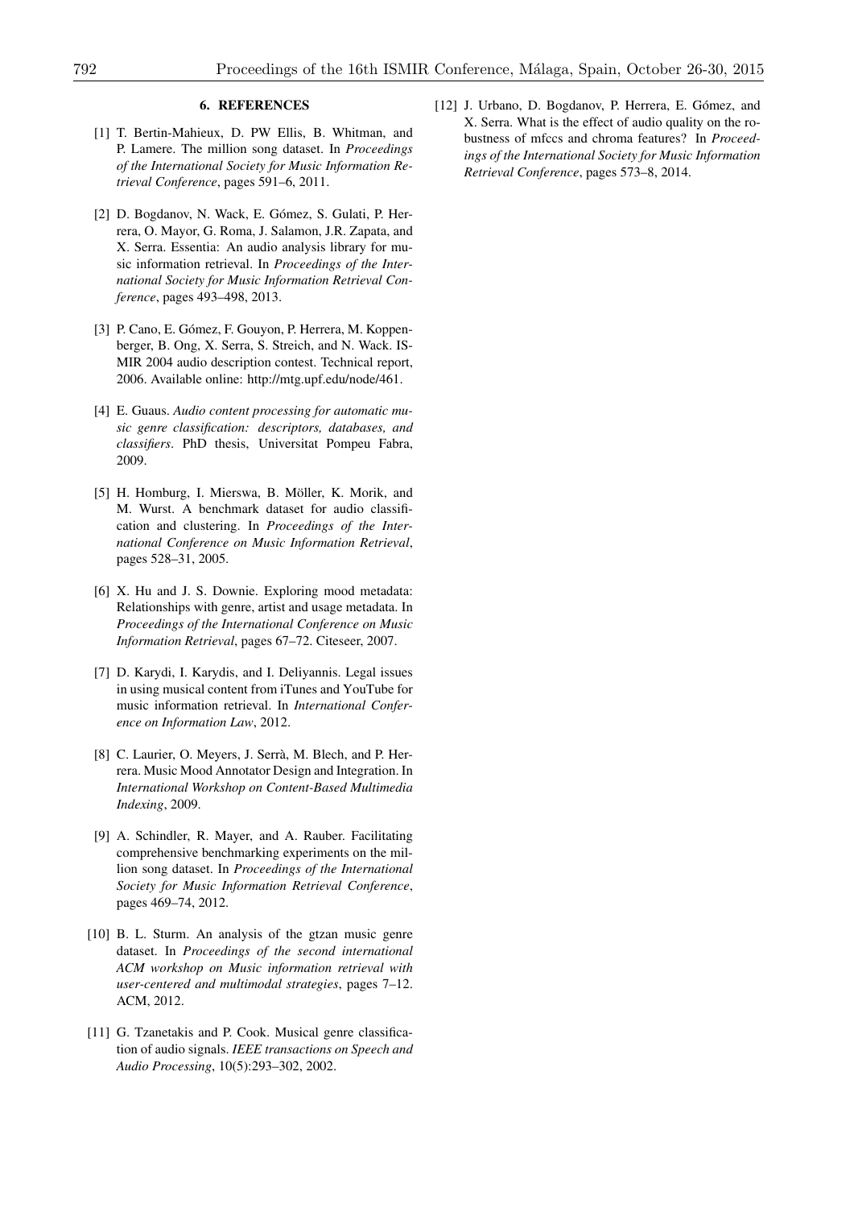## 6. REFERENCES

[1] T. Bertin-Mahieux, D. PW Ellis, B. Whitman, and P. Lamere. The million song dataset. In *Proceedings of the International Society for Music Information Retrieval Conference*, pages 591–6, 2011.

[2] D. Bogdanov, N. Wack, E. Gómez, S. Gulati, P. Herrera, O. Mayor, G. Roma, J. Salamon, J.R. Zapata, and X. Serra. Essentia: An audio analysis library for music information retrieval. In *Proceedings of the International Society for Music Information Retrieval Conference*, pages 493–498, 2013.

[3] P. Cano, E. Gómez, F. Gouyon, P. Herrera, M. Koppenberger, B. Ong, X. Serra, S. Streich, and N. Wack. ISMIR 2004 audio description contest. Technical report, 2006. Available online: http://mtg.upf.edu/node/461.

[4] E. Guaus. *Audio content processing for automatic music genre classification: descriptors, databases, and classifiers*. PhD thesis, Universitat Pompeu Fabra, 2009.

[5] H. Homburg, I. Mierswa, B. Möller, K. Morik, and M. Wurst. A benchmark dataset for audio classification and clustering. In *Proceedings of the International Conference on Music Information Retrieval*, pages 528–31, 2005.

[6] X. Hu and J. S. Downie. Exploring mood metadata: Relationships with genre, artist and usage metadata. In *Proceedings of the International Conference on Music Information Retrieval*, pages 67–72. Citeseer, 2007.

[7] D. Karydi, I. Karydis, and I. Deliyannis. Legal issues in using musical content from iTunes and YouTube for music information retrieval. In *International Conference on Information Law*, 2012.

[8] C. Laurier, O. Meyers, J. Serrà, M. Blech, and P. Herrera. Music Mood Annotator Design and Integration. In *International Workshop on Content-Based Multimedia Indexing*, 2009.

[9] A. Schindler, R. Mayer, and A. Rauber. Facilitating comprehensive benchmarking experiments on the million song dataset. In *Proceedings of the International Society for Music Information Retrieval Conference*, pages 469–74, 2012.

[10] B. L. Sturm. An analysis of the gtzan music genre dataset. In *Proceedings of the second international ACM workshop on Music information retrieval with user-centered and multimodal strategies*, pages 7–12. ACM, 2012.

[11] G. Tzanetakis and P. Cook. Musical genre classification of audio signals. *IEEE transactions on Speech and Audio Processing*, 10(5):293–302, 2002.

[12] J. Urbano, D. Bogdanov, P. Herrera, E. Gómez, and X. Serra. What is the effect of audio quality on the robustness of mfccs and chroma features? In *Proceedings of the International Society for Music Information Retrieval Conference*, pages 573–8, 2014.